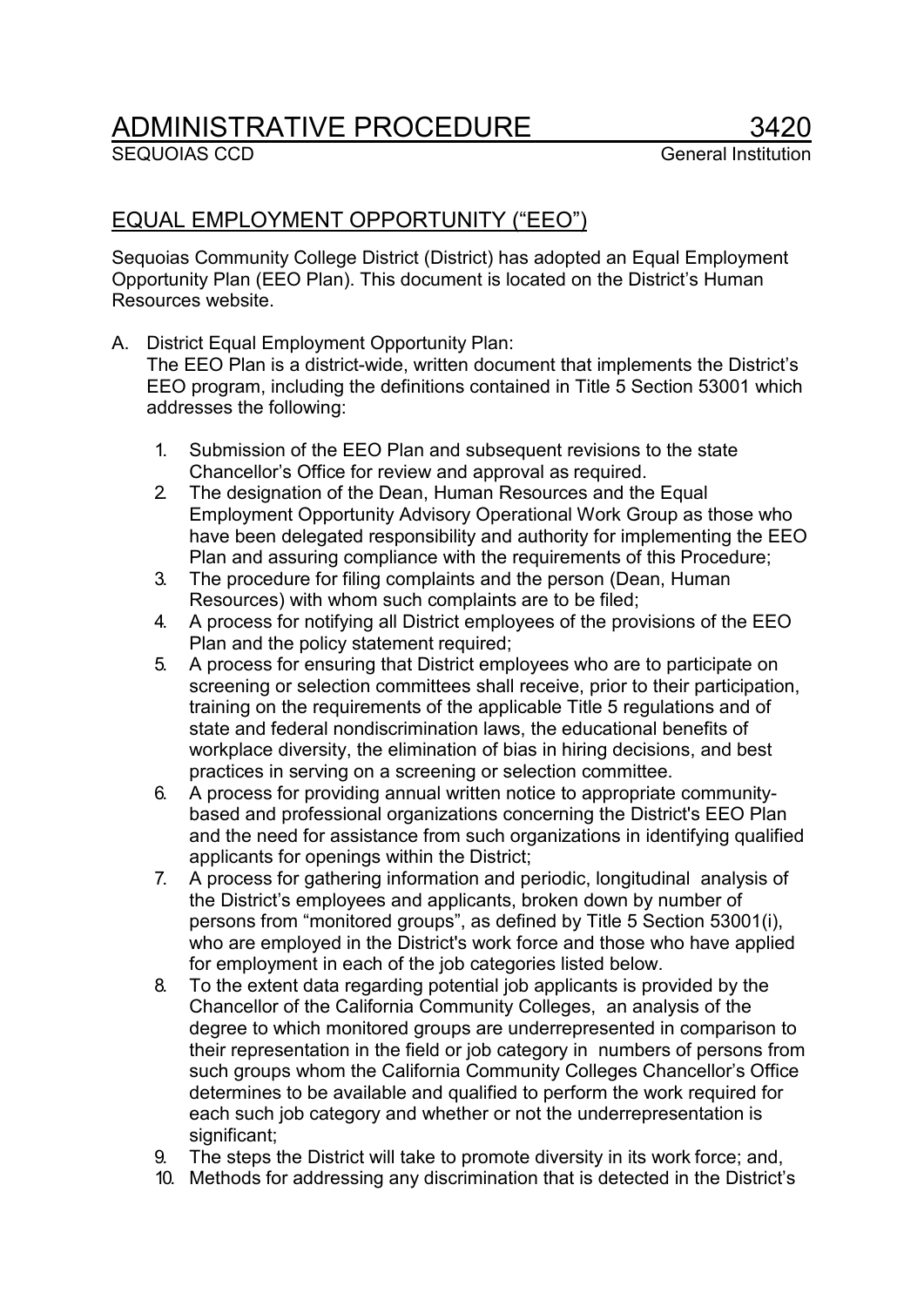# ADMINISTRATIVE PROCEDURE 3420

SEQUOIAS CCD — General Institution

## EQUAL EMPLOYMENT OPPORTUNITY ("EEO")

Sequoias Community College District (District) has adopted an Equal Employment Opportunity Plan (EEO Plan). This document is located on the District's Human Resources website.

A. District Equal Employment Opportunity Plan:
The EEO Plan is a district-wide, written document that implements the District's EEO program, including the definitions contained in Title 5 Section 53001 which addresses the following:

1. Submission of the EEO Plan and subsequent revisions to the state Chancellor's Office for review and approval as required.
2. The designation of the Dean, Human Resources and the Equal Employment Opportunity Advisory Operational Work Group as those who have been delegated responsibility and authority for implementing the EEO Plan and assuring compliance with the requirements of this Procedure;
3. The procedure for filing complaints and the person (Dean, Human Resources) with whom such complaints are to be filed;
4. A process for notifying all District employees of the provisions of the EEO Plan and the policy statement required;
5. A process for ensuring that District employees who are to participate on screening or selection committees shall receive, prior to their participation, training on the requirements of the applicable Title 5 regulations and of state and federal nondiscrimination laws, the educational benefits of workplace diversity, the elimination of bias in hiring decisions, and best practices in serving on a screening or selection committee.
6. A process for providing annual written notice to appropriate community-based and professional organizations concerning the District's EEO Plan and the need for assistance from such organizations in identifying qualified applicants for openings within the District;
7. A process for gathering information and periodic, longitudinal analysis of the District's employees and applicants, broken down by number of persons from "monitored groups", as defined by Title 5 Section 53001(i), who are employed in the District's work force and those who have applied for employment in each of the job categories listed below.
8. To the extent data regarding potential job applicants is provided by the Chancellor of the California Community Colleges, an analysis of the degree to which monitored groups are underrepresented in comparison to their representation in the field or job category in numbers of persons from such groups whom the California Community Colleges Chancellor's Office determines to be available and qualified to perform the work required for each such job category and whether or not the underrepresentation is significant;
9. The steps the District will take to promote diversity in its work force; and,
10. Methods for addressing any discrimination that is detected in the District's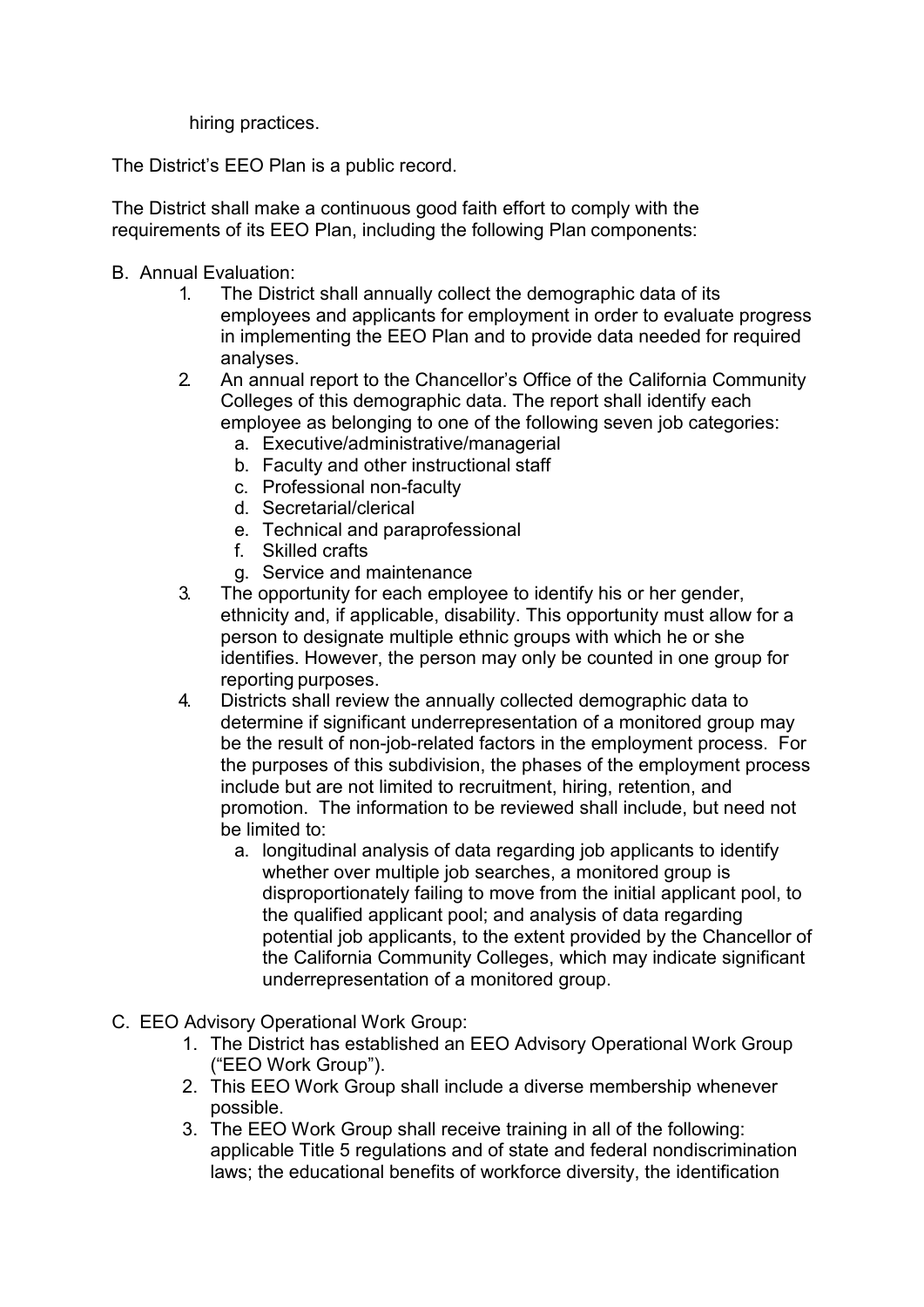hiring practices.

The District's EEO Plan is a public record.

The District shall make a continuous good faith effort to comply with the requirements of its EEO Plan, including the following Plan components:

B. Annual Evaluation:
    1. The District shall annually collect the demographic data of its employees and applicants for employment in order to evaluate progress in implementing the EEO Plan and to provide data needed for required analyses.
    2. An annual report to the Chancellor's Office of the California Community Colleges of this demographic data. The report shall identify each employee as belonging to one of the following seven job categories:
        a. Executive/administrative/managerial
        b. Faculty and other instructional staff
        c. Professional non-faculty
        d. Secretarial/clerical
        e. Technical and paraprofessional
        f. Skilled crafts
        g. Service and maintenance
    3. The opportunity for each employee to identify his or her gender, ethnicity and, if applicable, disability. This opportunity must allow for a person to designate multiple ethnic groups with which he or she identifies. However, the person may only be counted in one group for reporting purposes.
    4. Districts shall review the annually collected demographic data to determine if significant underrepresentation of a monitored group may be the result of non-job-related factors in the employment process. For the purposes of this subdivision, the phases of the employment process include but are not limited to recruitment, hiring, retention, and promotion. The information to be reviewed shall include, but need not be limited to:
        a. longitudinal analysis of data regarding job applicants to identify whether over multiple job searches, a monitored group is disproportionately failing to move from the initial applicant pool, to the qualified applicant pool; and analysis of data regarding potential job applicants, to the extent provided by the Chancellor of the California Community Colleges, which may indicate significant underrepresentation of a monitored group.

C. EEO Advisory Operational Work Group:
    1. The District has established an EEO Advisory Operational Work Group ("EEO Work Group").
    2. This EEO Work Group shall include a diverse membership whenever possible.
    3. The EEO Work Group shall receive training in all of the following: applicable Title 5 regulations and of state and federal nondiscrimination laws; the educational benefits of workforce diversity, the identification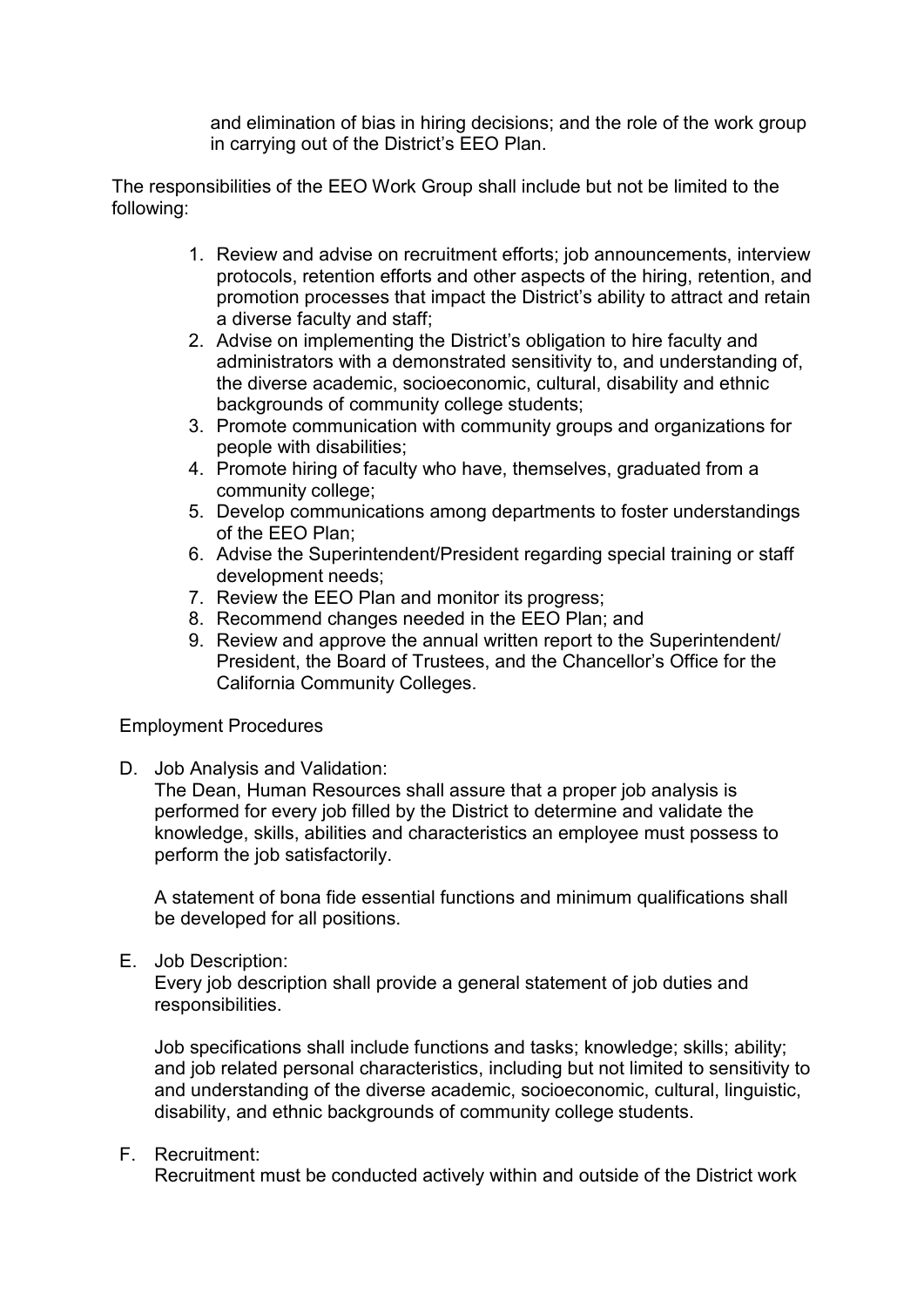and elimination of bias in hiring decisions; and the role of the work group in carrying out of the District's EEO Plan.

The responsibilities of the EEO Work Group shall include but not be limited to the following:

1. Review and advise on recruitment efforts; job announcements, interview protocols, retention efforts and other aspects of the hiring, retention, and promotion processes that impact the District's ability to attract and retain a diverse faculty and staff;
2. Advise on implementing the District's obligation to hire faculty and administrators with a demonstrated sensitivity to, and understanding of, the diverse academic, socioeconomic, cultural, disability and ethnic backgrounds of community college students;
3. Promote communication with community groups and organizations for people with disabilities;
4. Promote hiring of faculty who have, themselves, graduated from a community college;
5. Develop communications among departments to foster understandings of the EEO Plan;
6. Advise the Superintendent/President regarding special training or staff development needs;
7. Review the EEO Plan and monitor its progress;
8. Recommend changes needed in the EEO Plan; and
9. Review and approve the annual written report to the Superintendent/ President, the Board of Trustees, and the Chancellor's Office for the California Community Colleges.

Employment Procedures

D. Job Analysis and Validation:
The Dean, Human Resources shall assure that a proper job analysis is performed for every job filled by the District to determine and validate the knowledge, skills, abilities and characteristics an employee must possess to perform the job satisfactorily.

A statement of bona fide essential functions and minimum qualifications shall be developed for all positions.

E. Job Description:
Every job description shall provide a general statement of job duties and responsibilities.

Job specifications shall include functions and tasks; knowledge; skills; ability; and job related personal characteristics, including but not limited to sensitivity to and understanding of the diverse academic, socioeconomic, cultural, linguistic, disability, and ethnic backgrounds of community college students.

F. Recruitment:
Recruitment must be conducted actively within and outside of the District work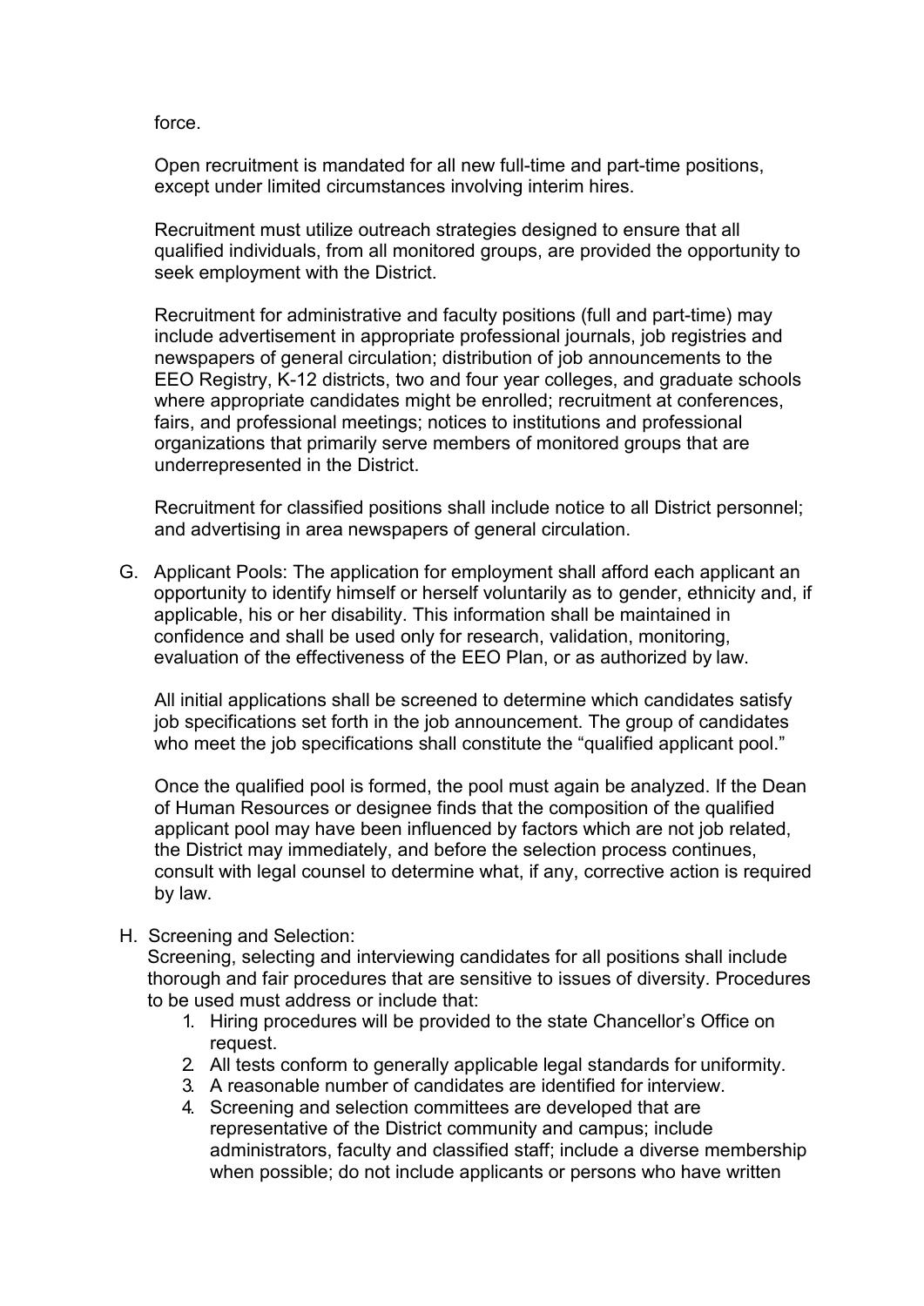force.

Open recruitment is mandated for all new full-time and part-time positions, except under limited circumstances involving interim hires.

Recruitment must utilize outreach strategies designed to ensure that all qualified individuals, from all monitored groups, are provided the opportunity to seek employment with the District.

Recruitment for administrative and faculty positions (full and part-time) may include advertisement in appropriate professional journals, job registries and newspapers of general circulation; distribution of job announcements to the EEO Registry, K-12 districts, two and four year colleges, and graduate schools where appropriate candidates might be enrolled; recruitment at conferences, fairs, and professional meetings; notices to institutions and professional organizations that primarily serve members of monitored groups that are underrepresented in the District.

Recruitment for classified positions shall include notice to all District personnel; and advertising in area newspapers of general circulation.

G. Applicant Pools: The application for employment shall afford each applicant an opportunity to identify himself or herself voluntarily as to gender, ethnicity and, if applicable, his or her disability. This information shall be maintained in confidence and shall be used only for research, validation, monitoring, evaluation of the effectiveness of the EEO Plan, or as authorized by law.

   All initial applications shall be screened to determine which candidates satisfy job specifications set forth in the job announcement. The group of candidates who meet the job specifications shall constitute the "qualified applicant pool."

   Once the qualified pool is formed, the pool must again be analyzed. If the Dean of Human Resources or designee finds that the composition of the qualified applicant pool may have been influenced by factors which are not job related, the District may immediately, and before the selection process continues, consult with legal counsel to determine what, if any, corrective action is required by law.

H. Screening and Selection:
   Screening, selecting and interviewing candidates for all positions shall include thorough and fair procedures that are sensitive to issues of diversity. Procedures to be used must address or include that:
   1. Hiring procedures will be provided to the state Chancellor's Office on request.
   2. All tests conform to generally applicable legal standards for uniformity.
   3. A reasonable number of candidates are identified for interview.
   4. Screening and selection committees are developed that are representative of the District community and campus; include administrators, faculty and classified staff; include a diverse membership when possible; do not include applicants or persons who have written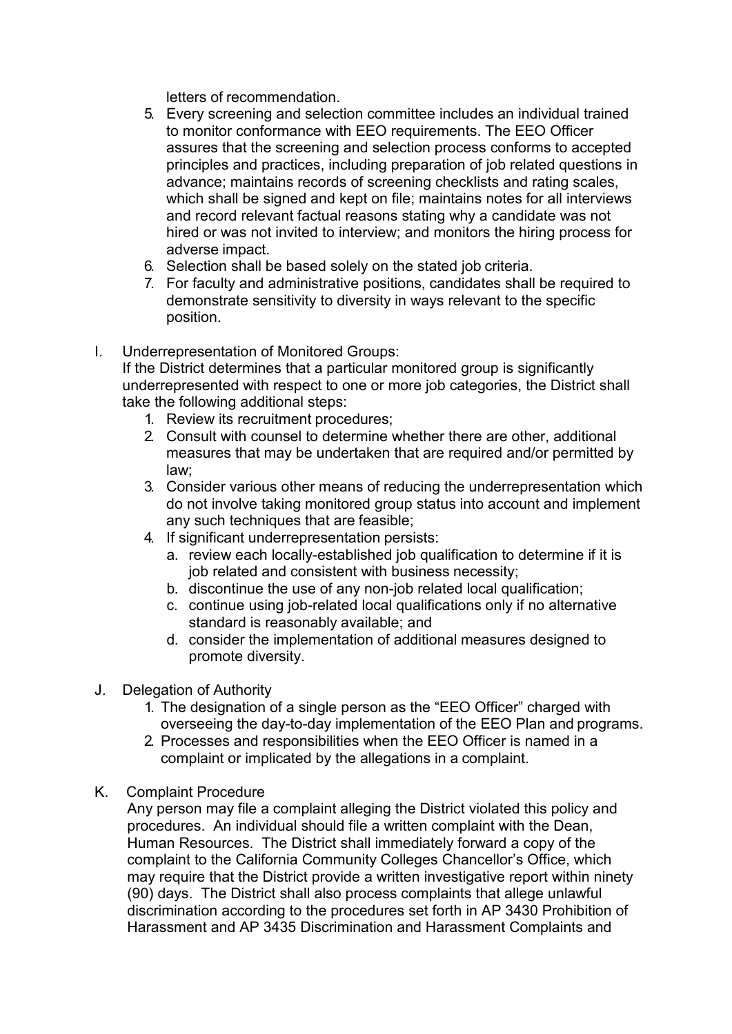letters of recommendation.

5. Every screening and selection committee includes an individual trained to monitor conformance with EEO requirements. The EEO Officer assures that the screening and selection process conforms to accepted principles and practices, including preparation of job related questions in advance; maintains records of screening checklists and rating scales, which shall be signed and kept on file; maintains notes for all interviews and record relevant factual reasons stating why a candidate was not hired or was not invited to interview; and monitors the hiring process for adverse impact.
6. Selection shall be based solely on the stated job criteria.
7. For faculty and administrative positions, candidates shall be required to demonstrate sensitivity to diversity in ways relevant to the specific position.

I. Underrepresentation of Monitored Groups:
If the District determines that a particular monitored group is significantly underrepresented with respect to one or more job categories, the District shall take the following additional steps:
   1. Review its recruitment procedures;
   2. Consult with counsel to determine whether there are other, additional measures that may be undertaken that are required and/or permitted by law;
   3. Consider various other means of reducing the underrepresentation which do not involve taking monitored group status into account and implement any such techniques that are feasible;
   4. If significant underrepresentation persists:
      a. review each locally-established job qualification to determine if it is job related and consistent with business necessity;
      b. discontinue the use of any non-job related local qualification;
      c. continue using job-related local qualifications only if no alternative standard is reasonably available; and
      d. consider the implementation of additional measures designed to promote diversity.

J. Delegation of Authority
   1. The designation of a single person as the "EEO Officer" charged with overseeing the day-to-day implementation of the EEO Plan and programs.
   2. Processes and responsibilities when the EEO Officer is named in a complaint or implicated by the allegations in a complaint.

K. Complaint Procedure
Any person may file a complaint alleging the District violated this policy and procedures. An individual should file a written complaint with the Dean, Human Resources. The District shall immediately forward a copy of the complaint to the California Community Colleges Chancellor's Office, which may require that the District provide a written investigative report within ninety (90) days. The District shall also process complaints that allege unlawful discrimination according to the procedures set forth in AP 3430 Prohibition of Harassment and AP 3435 Discrimination and Harassment Complaints and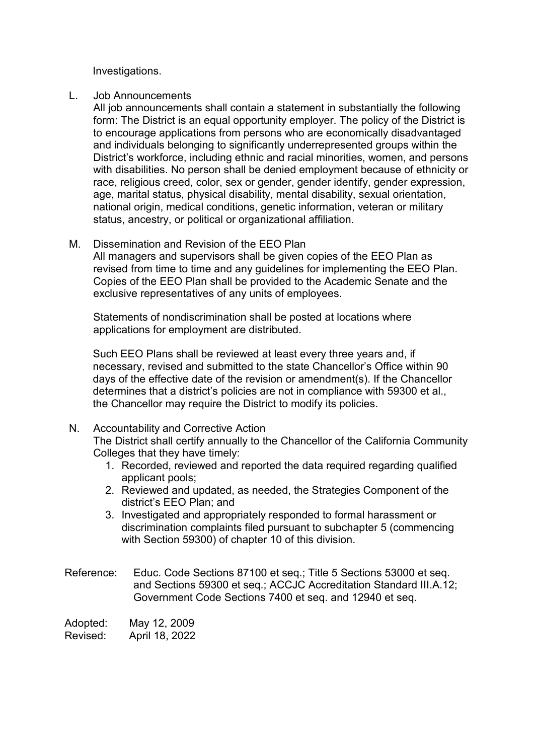Investigations.

L. Job Announcements

All job announcements shall contain a statement in substantially the following form: The District is an equal opportunity employer. The policy of the District is to encourage applications from persons who are economically disadvantaged and individuals belonging to significantly underrepresented groups within the District's workforce, including ethnic and racial minorities, women, and persons with disabilities. No person shall be denied employment because of ethnicity or race, religious creed, color, sex or gender, gender identify, gender expression, age, marital status, physical disability, mental disability, sexual orientation, national origin, medical conditions, genetic information, veteran or military status, ancestry, or political or organizational affiliation.

M. Dissemination and Revision of the EEO Plan

All managers and supervisors shall be given copies of the EEO Plan as revised from time to time and any guidelines for implementing the EEO Plan. Copies of the EEO Plan shall be provided to the Academic Senate and the exclusive representatives of any units of employees.

Statements of nondiscrimination shall be posted at locations where applications for employment are distributed.

Such EEO Plans shall be reviewed at least every three years and, if necessary, revised and submitted to the state Chancellor's Office within 90 days of the effective date of the revision or amendment(s). If the Chancellor determines that a district's policies are not in compliance with 59300 et al., the Chancellor may require the District to modify its policies.

N. Accountability and Corrective Action

The District shall certify annually to the Chancellor of the California Community Colleges that they have timely:

1. Recorded, reviewed and reported the data required regarding qualified applicant pools;
2. Reviewed and updated, as needed, the Strategies Component of the district's EEO Plan; and
3. Investigated and appropriately responded to formal harassment or discrimination complaints filed pursuant to subchapter 5 (commencing with Section 59300) of chapter 10 of this division.

Reference: Educ. Code Sections 87100 et seq.; Title 5 Sections 53000 et seq. and Sections 59300 et seq.; ACCJC Accreditation Standard III.A.12; Government Code Sections 7400 et seq. and 12940 et seq.

Adopted: May 12, 2009
Revised: April 18, 2022